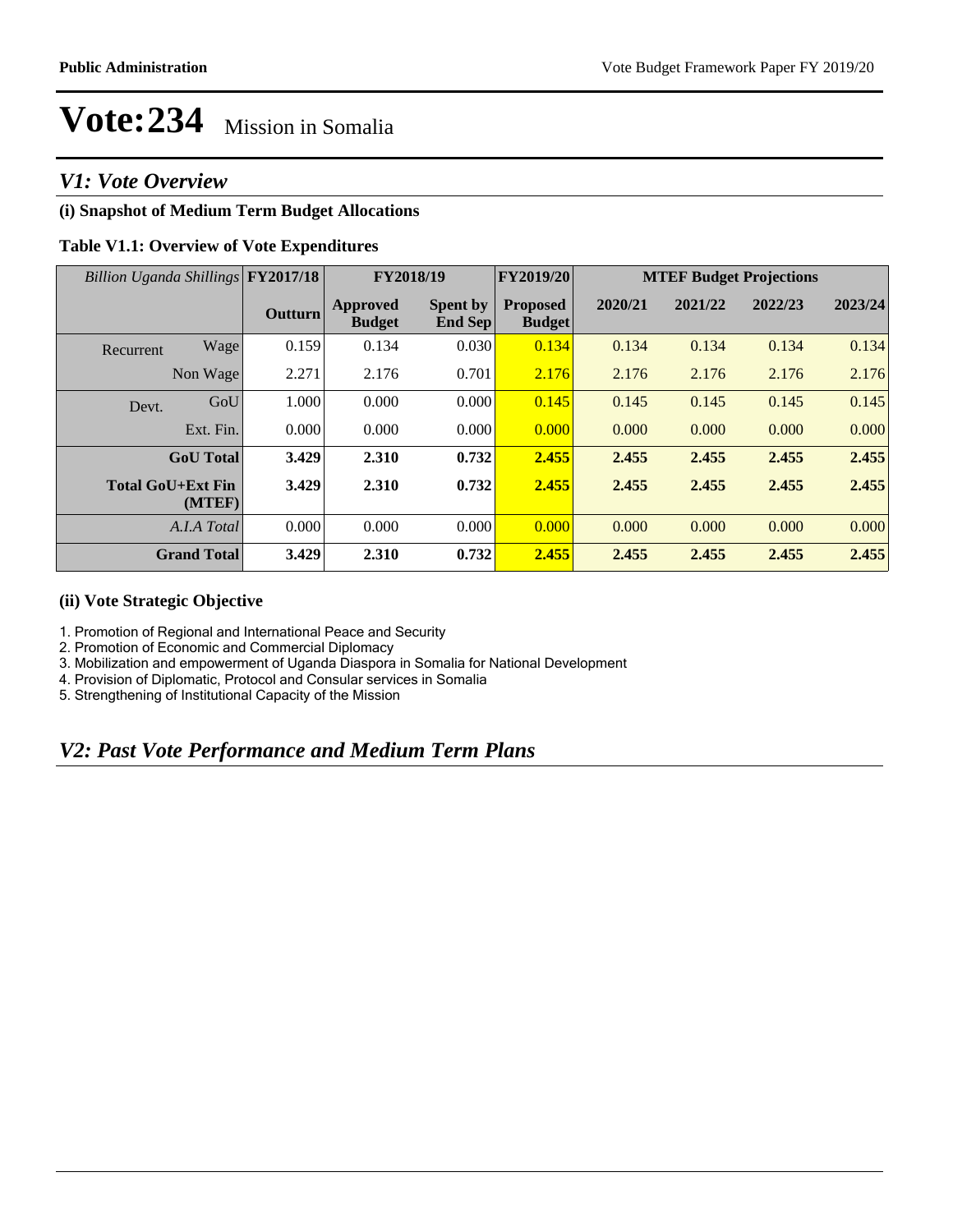# Vote:234 Mission in Somalia

## *V1: Vote Overview*

### (i) Snapshot of Medium Term Budget Allocations

**Table V1.1: Overview of Vote Expenditures**

| *Billion Uganda Shillings* | | FY2017/18 | FY2018/19 | | FY2019/20 | MTEF Budget Projections | | | |
|---|---|---|---|---|---|---|---|---|---|
| | | **Outturn** | **Approved Budget** | **Spent by End Sep** | **Proposed Budget** | **2020/21** | **2021/22** | **2022/23** | **2023/24** |
| Recurrent | Wage | 0.159 | 0.134 | 0.030 | 0.134 | 0.134 | 0.134 | 0.134 | 0.134 |
| | Non Wage | 2.271 | 2.176 | 0.701 | 2.176 | 2.176 | 2.176 | 2.176 | 2.176 |
| Devt. | GoU | 1.000 | 0.000 | 0.000 | 0.145 | 0.145 | 0.145 | 0.145 | 0.145 |
| | Ext. Fin. | 0.000 | 0.000 | 0.000 | 0.000 | 0.000 | 0.000 | 0.000 | 0.000 |
| **GoU Total** | | **3.429** | **2.310** | **0.732** | **2.455** | **2.455** | **2.455** | **2.455** | **2.455** |
| **Total GoU+Ext Fin (MTEF)** | | **3.429** | **2.310** | **0.732** | **2.455** | **2.455** | **2.455** | **2.455** | **2.455** |
| *A.I.A Total* | | 0.000 | 0.000 | 0.000 | 0.000 | 0.000 | 0.000 | 0.000 | 0.000 |
| **Grand Total** | | **3.429** | **2.310** | **0.732** | **2.455** | **2.455** | **2.455** | **2.455** | **2.455** |

### (ii) Vote Strategic Objective

1. Promotion of Regional and International Peace and Security
2. Promotion of Economic and Commercial Diplomacy
3. Mobilization and empowerment of Uganda Diaspora in Somalia for National Development
4. Provision of Diplomatic, Protocol and Consular services in Somalia
5. Strengthening of Institutional Capacity of the Mission

## *V2: Past Vote Performance and Medium Term Plans*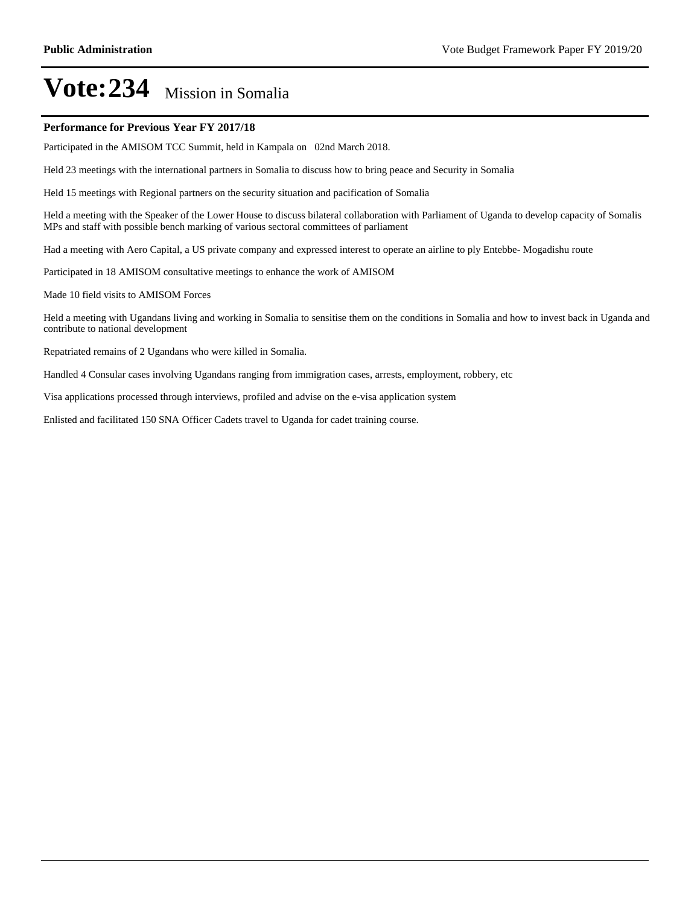# Vote:234 Mission in Somalia

**Performance for Previous Year FY 2017/18**

Participated in the AMISOM TCC Summit, held in Kampala on 02nd March 2018.

Held 23 meetings with the international partners in Somalia to discuss how to bring peace and Security in Somalia

Held 15 meetings with Regional partners on the security situation and pacification of Somalia

Held a meeting with the Speaker of the Lower House to discuss bilateral collaboration with Parliament of Uganda to develop capacity of Somalis MPs and staff with possible bench marking of various sectoral committees of parliament

Had a meeting with Aero Capital, a US private company and expressed interest to operate an airline to ply Entebbe- Mogadishu route

Participated in 18 AMISOM consultative meetings to enhance the work of AMISOM

Made 10 field visits to AMISOM Forces

Held a meeting with Ugandans living and working in Somalia to sensitise them on the conditions in Somalia and how to invest back in Uganda and contribute to national development

Repatriated remains of 2 Ugandans who were killed in Somalia.

Handled 4 Consular cases involving Ugandans ranging from immigration cases, arrests, employment, robbery, etc

Visa applications processed through interviews, profiled and advise on the e-visa application system

Enlisted and facilitated 150 SNA Officer Cadets travel to Uganda for cadet training course.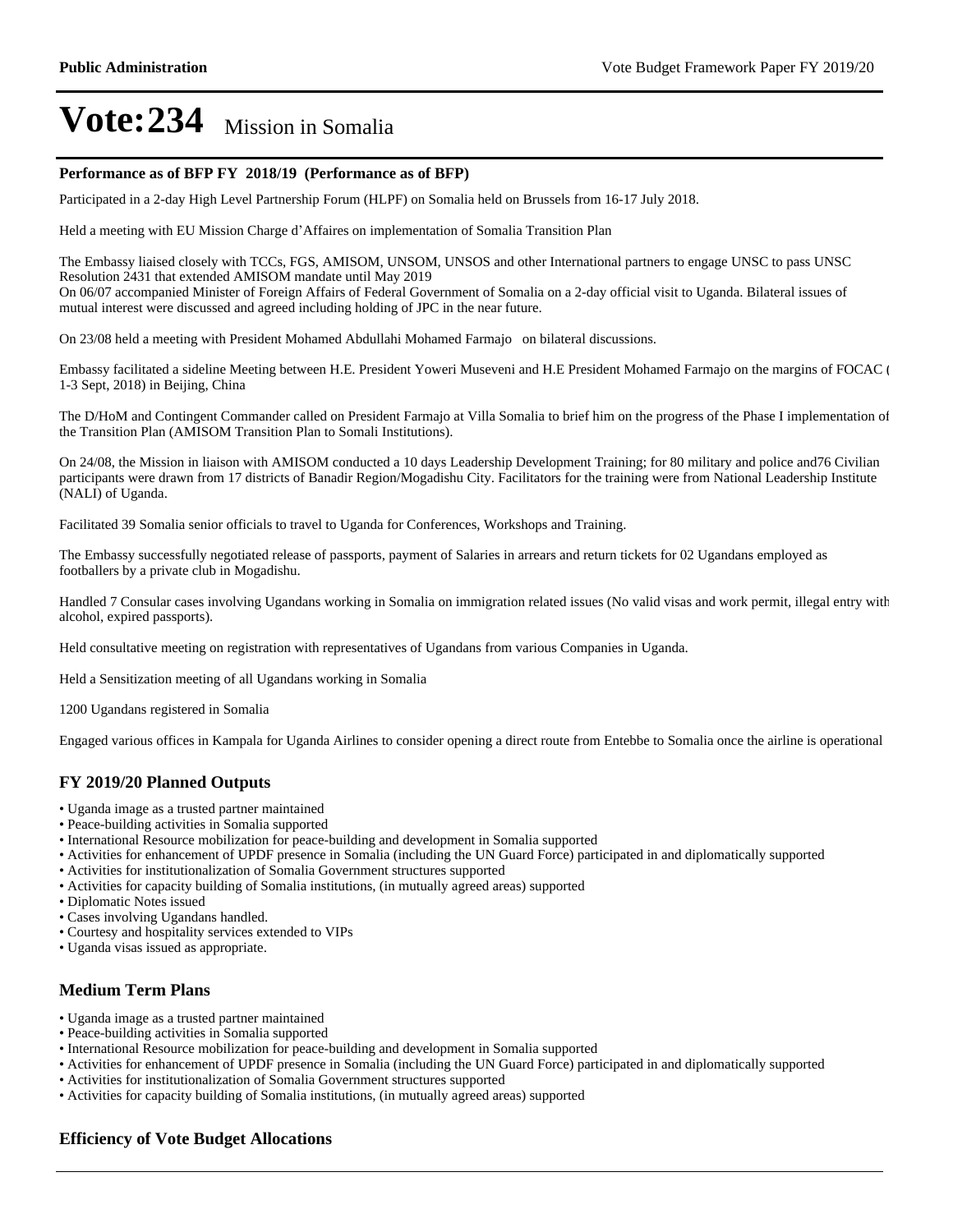# Vote:234 Mission in Somalia

**Performance as of BFP FY 2018/19 (Performance as of BFP)**

Participated in a 2-day High Level Partnership Forum (HLPF) on Somalia held on Brussels from 16-17 July 2018.

Held a meeting with EU Mission Charge d'Affaires on implementation of Somalia Transition Plan

The Embassy liaised closely with TCCs, FGS, AMISOM, UNSOM, UNSOS and other International partners to engage UNSC to pass UNSC Resolution 2431 that extended AMISOM mandate until May 2019
On 06/07 accompanied Minister of Foreign Affairs of Federal Government of Somalia on a 2-day official visit to Uganda. Bilateral issues of mutual interest were discussed and agreed including holding of JPC in the near future.

On 23/08 held a meeting with President Mohamed Abdullahi Mohamed Farmajo on bilateral discussions.

Embassy facilitated a sideline Meeting between H.E. President Yoweri Museveni and H.E President Mohamed Farmajo on the margins of FOCAC ( 1-3 Sept, 2018) in Beijing, China

The D/HoM and Contingent Commander called on President Farmajo at Villa Somalia to brief him on the progress of the Phase I implementation of the Transition Plan (AMISOM Transition Plan to Somali Institutions).

On 24/08, the Mission in liaison with AMISOM conducted a 10 days Leadership Development Training; for 80 military and police and76 Civilian participants were drawn from 17 districts of Banadir Region/Mogadishu City. Facilitators for the training were from National Leadership Institute (NALI) of Uganda.

Facilitated 39 Somalia senior officials to travel to Uganda for Conferences, Workshops and Training.

The Embassy successfully negotiated release of passports, payment of Salaries in arrears and return tickets for 02 Ugandans employed as footballers by a private club in Mogadishu.

Handled 7 Consular cases involving Ugandans working in Somalia on immigration related issues (No valid visas and work permit, illegal entry with alcohol, expired passports).

Held consultative meeting on registration with representatives of Ugandans from various Companies in Uganda.

Held a Sensitization meeting of all Ugandans working in Somalia

1200 Ugandans registered in Somalia

Engaged various offices in Kampala for Uganda Airlines to consider opening a direct route from Entebbe to Somalia once the airline is operational

## FY 2019/20 Planned Outputs

- Uganda image as a trusted partner maintained
- Peace-building activities in Somalia supported
- International Resource mobilization for peace-building and development in Somalia supported
- Activities for enhancement of UPDF presence in Somalia (including the UN Guard Force) participated in and diplomatically supported
- Activities for institutionalization of Somalia Government structures supported
- Activities for capacity building of Somalia institutions, (in mutually agreed areas) supported
- Diplomatic Notes issued
- Cases involving Ugandans handled.
- Courtesy and hospitality services extended to VIPs
- Uganda visas issued as appropriate.

## Medium Term Plans

- Uganda image as a trusted partner maintained
- Peace-building activities in Somalia supported
- International Resource mobilization for peace-building and development in Somalia supported
- Activities for enhancement of UPDF presence in Somalia (including the UN Guard Force) participated in and diplomatically supported
- Activities for institutionalization of Somalia Government structures supported
- Activities for capacity building of Somalia institutions, (in mutually agreed areas) supported

## Efficiency of Vote Budget Allocations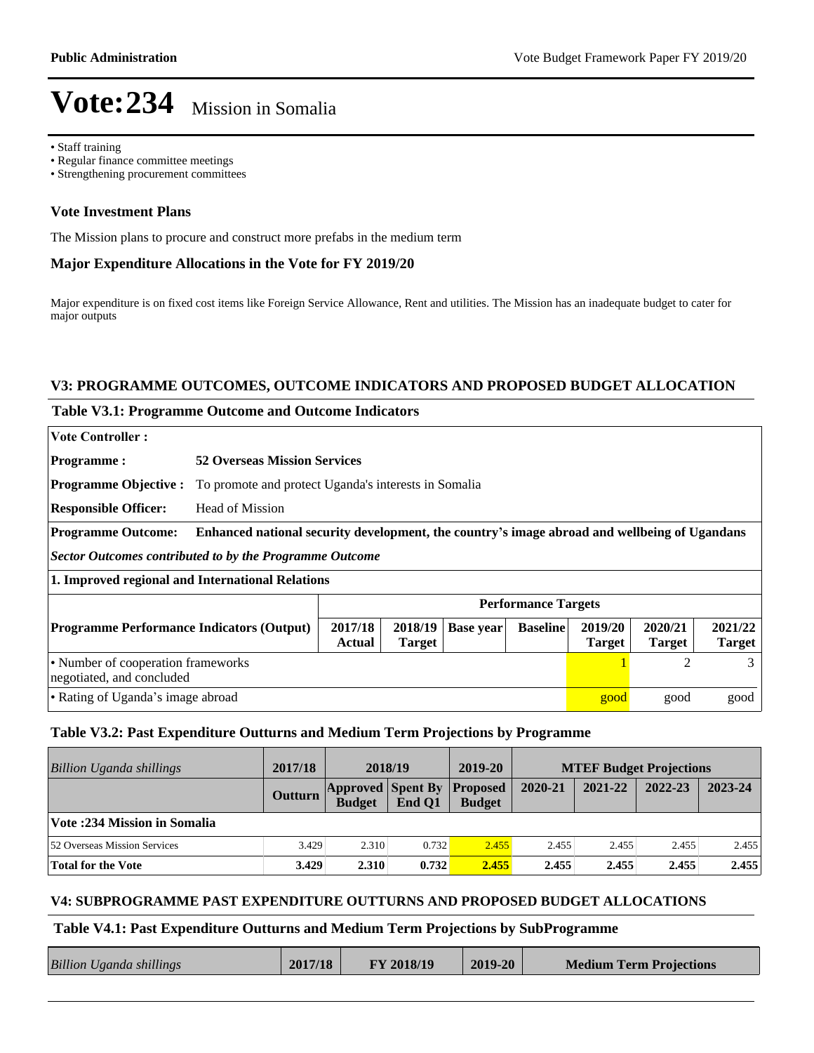# Vote:234 Mission in Somalia

- Staff training
- Regular finance committee meetings
- Strengthening procurement committees

### Vote Investment Plans

The Mission plans to procure and construct more prefabs in the medium term

### Major Expenditure Allocations in the Vote for FY 2019/20

Major expenditure is on fixed cost items like Foreign Service Allowance, Rent and utilities. The Mission has an inadequate budget to cater for major outputs

## V3: PROGRAMME OUTCOMES, OUTCOME INDICATORS AND PROPOSED BUDGET ALLOCATION

### Table V3.1: Programme Outcome and Outcome Indicators

**Vote Controller :**

**Programme :** **52 Overseas Mission Services**

**Programme Objective :** To promote and protect Uganda's interests in Somalia

**Responsible Officer:** Head of Mission

**Programme Outcome:** **Enhanced national security development, the country's image abroad and wellbeing of Ugandans**

***Sector Outcomes contributed to by the Programme Outcome***

**1. Improved regional and International Relations**

| | Performance Targets | | | | | | |
|---|---|---|---|---|---|---|---|
| **Programme Performance Indicators (Output)** | **2017/18 Actual** | **2018/19 Target** | **Base year** | **Baseline** | **2019/20 Target** | **2020/21 Target** | **2021/22 Target** |
| • Number of cooperation frameworks negotiated, and concluded | | | | | 1 | 2 | 3 |
| • Rating of Uganda's image abroad | | | | | good | good | good |

### Table V3.2: Past Expenditure Outturns and Medium Term Projections by Programme

| *Billion Uganda shillings* | 2017/18 | 2018/19 | | 2019-20 | MTEF Budget Projections | | | |
|---|---|---|---|---|---|---|---|---|
| | **Outturn** | **Approved Budget** | **Spent By End Q1** | **Proposed Budget** | **2020-21** | **2021-22** | **2022-23** | **2023-24** |
| **Vote :234 Mission in Somalia** | | | | | | | | |
| 52 Overseas Mission Services | 3.429 | 2.310 | 0.732 | 2.455 | 2.455 | 2.455 | 2.455 | 2.455 |
| **Total for the Vote** | **3.429** | **2.310** | **0.732** | **2.455** | **2.455** | **2.455** | **2.455** | **2.455** |

## V4: SUBPROGRAMME PAST EXPENDITURE OUTTURNS AND PROPOSED BUDGET ALLOCATIONS

### Table V4.1: Past Expenditure Outturns and Medium Term Projections by SubProgramme

| *Billion Uganda shillings* | 2017/18 | FY 2018/19 | 2019-20 | Medium Term Projections |
|---|---|---|---|---|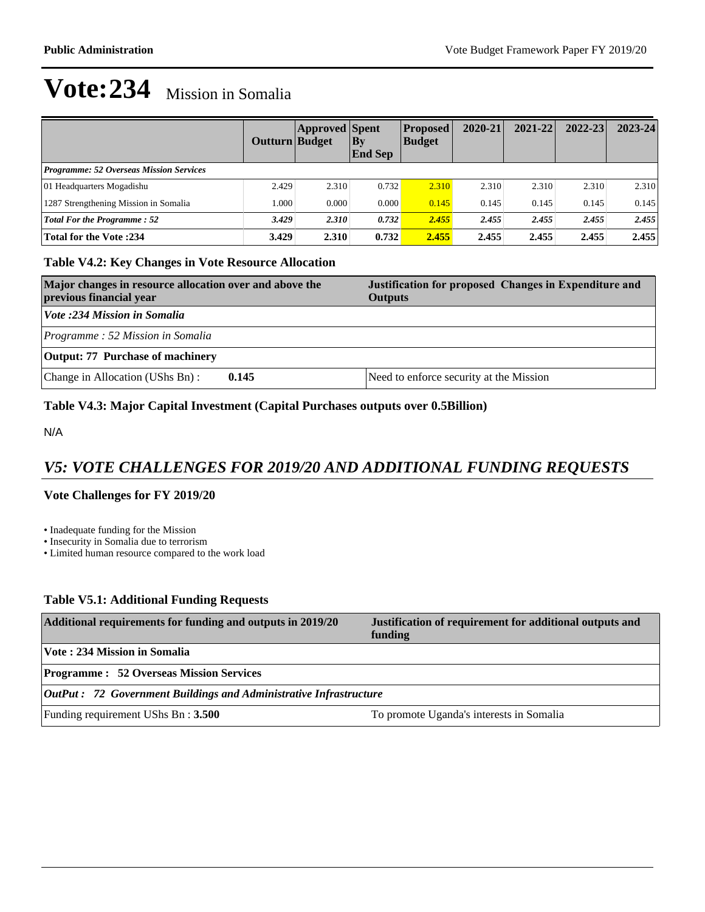# Vote:234 Mission in Somalia

| | Outturn | Approved Budget | Spent By End Sep | Proposed Budget | 2020-21 | 2021-22 | 2022-23 | 2023-24 |
|---|---|---|---|---|---|---|---|---|
| ***Programme: 52 Overseas Mission Services*** | | | | | | | | |
| 01 Headquarters Mogadishu | 2.429 | 2.310 | 0.732 | 2.310 | 2.310 | 2.310 | 2.310 | 2.310 |
| 1287 Strengthening Mission in Somalia | 1.000 | 0.000 | 0.000 | 0.145 | 0.145 | 0.145 | 0.145 | 0.145 |
| ***Total For the Programme : 52*** | ***3.429*** | ***2.310*** | ***0.732*** | ***2.455*** | ***2.455*** | ***2.455*** | ***2.455*** | ***2.455*** |
| **Total for the Vote :234** | **3.429** | **2.310** | **0.732** | **2.455** | **2.455** | **2.455** | **2.455** | **2.455** |

### Table V4.2: Key Changes in Vote Resource Allocation

| Major changes in resource allocation over and above the previous financial year | Justification for proposed Changes in Expenditure and Outputs |
|---|---|
| ***Vote :234 Mission in Somalia*** | |
| *Programme : 52 Mission in Somalia* | |
| **Output: 77 Purchase of machinery** | |
| Change in Allocation (UShs Bn) : **0.145** | Need to enforce security at the Mission |

### Table V4.3: Major Capital Investment (Capital Purchases outputs over 0.5Billion)

N/A

## *V5: VOTE CHALLENGES FOR 2019/20 AND ADDITIONAL FUNDING REQUESTS*

### Vote Challenges for FY 2019/20

- Inadequate funding for the Mission
- Insecurity in Somalia due to terrorism
- Limited human resource compared to the work load

### Table V5.1: Additional Funding Requests

| Additional requirements for funding and outputs in 2019/20 | Justification of requirement for additional outputs and funding |
|---|---|
| **Vote : 234 Mission in Somalia** | |
| **Programme : 52 Overseas Mission Services** | |
| ***OutPut : 72 Government Buildings and Administrative Infrastructure*** | |
| Funding requirement UShs Bn : **3.500** | To promote Uganda's interests in Somalia |